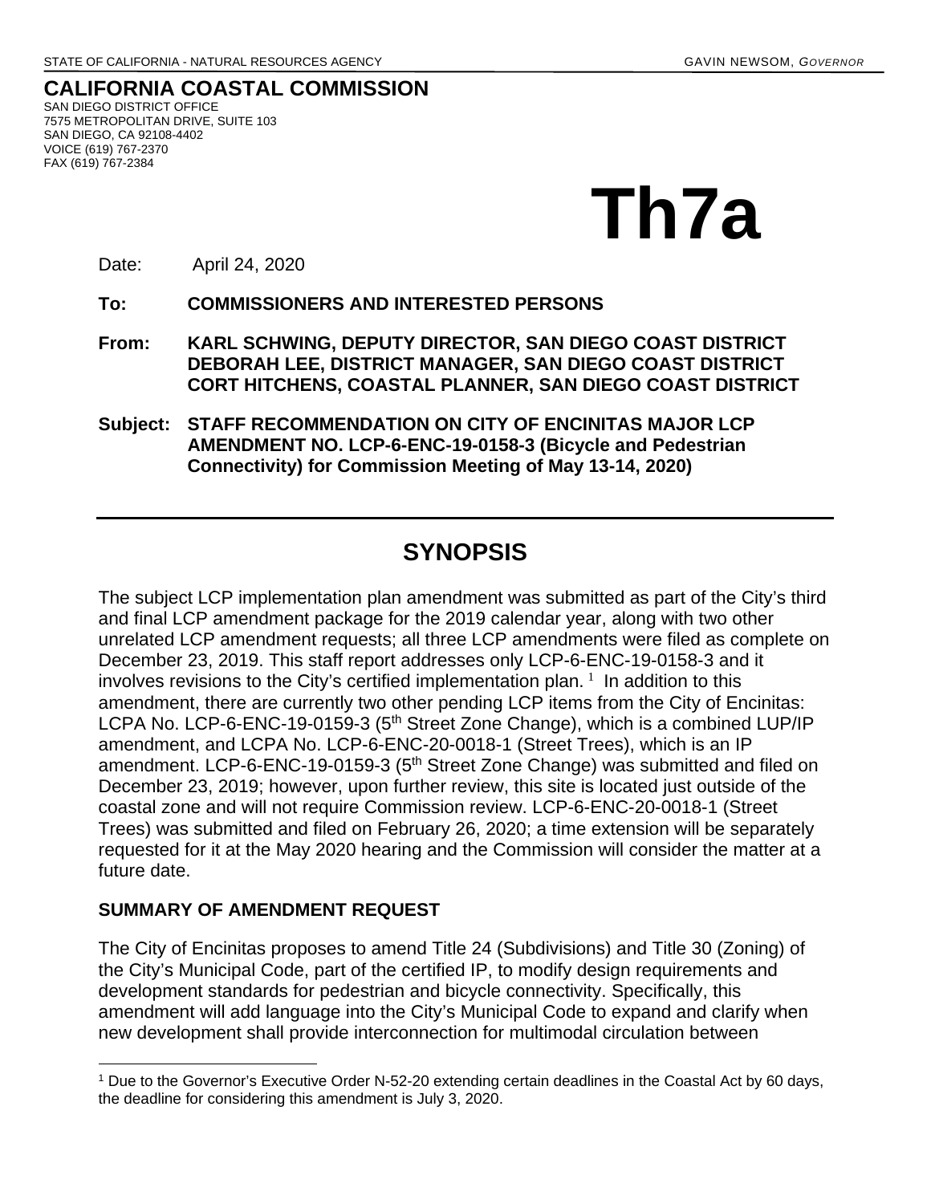STATE OF CALIFORNIA - NATURAL RESOURCES AGENCY GAVIN NEWSOM, *GOVERNOR*

**CALIFORNIA COASTAL COMMISSION**
SAN DIEGO DISTRICT OFFICE
7575 METROPOLITAN DRIVE, SUITE 103
SAN DIEGO, CA 92108-4402
VOICE (619) 767-2370
FAX (619) 767-2384

# Th7a

Date: April 24, 2020

**To: COMMISSIONERS AND INTERESTED PERSONS**

**From: KARL SCHWING, DEPUTY DIRECTOR, SAN DIEGO COAST DISTRICT**
**DEBORAH LEE, DISTRICT MANAGER, SAN DIEGO COAST DISTRICT**
**CORT HITCHENS, COASTAL PLANNER, SAN DIEGO COAST DISTRICT**

**Subject: STAFF RECOMMENDATION ON CITY OF ENCINITAS MAJOR LCP AMENDMENT NO. LCP-6-ENC-19-0158-3 (Bicycle and Pedestrian Connectivity) for Commission Meeting of May 13-14, 2020)**

---

## SYNOPSIS

The subject LCP implementation plan amendment was submitted as part of the City's third and final LCP amendment package for the 2019 calendar year, along with two other unrelated LCP amendment requests; all three LCP amendments were filed as complete on December 23, 2019. This staff report addresses only LCP-6-ENC-19-0158-3 and it involves revisions to the City's certified implementation plan. [1] In addition to this amendment, there are currently two other pending LCP items from the City of Encinitas: LCPA No. LCP-6-ENC-19-0159-3 (5th Street Zone Change), which is a combined LUP/IP amendment, and LCPA No. LCP-6-ENC-20-0018-1 (Street Trees), which is an IP amendment. LCP-6-ENC-19-0159-3 (5th Street Zone Change) was submitted and filed on December 23, 2019; however, upon further review, this site is located just outside of the coastal zone and will not require Commission review. LCP-6-ENC-20-0018-1 (Street Trees) was submitted and filed on February 26, 2020; a time extension will be separately requested for it at the May 2020 hearing and the Commission will consider the matter at a future date.

### SUMMARY OF AMENDMENT REQUEST

The City of Encinitas proposes to amend Title 24 (Subdivisions) and Title 30 (Zoning) of the City's Municipal Code, part of the certified IP, to modify design requirements and development standards for pedestrian and bicycle connectivity. Specifically, this amendment will add language into the City's Municipal Code to expand and clarify when new development shall provide interconnection for multimodal circulation between

---

[1] Due to the Governor's Executive Order N-52-20 extending certain deadlines in the Coastal Act by 60 days, the deadline for considering this amendment is July 3, 2020.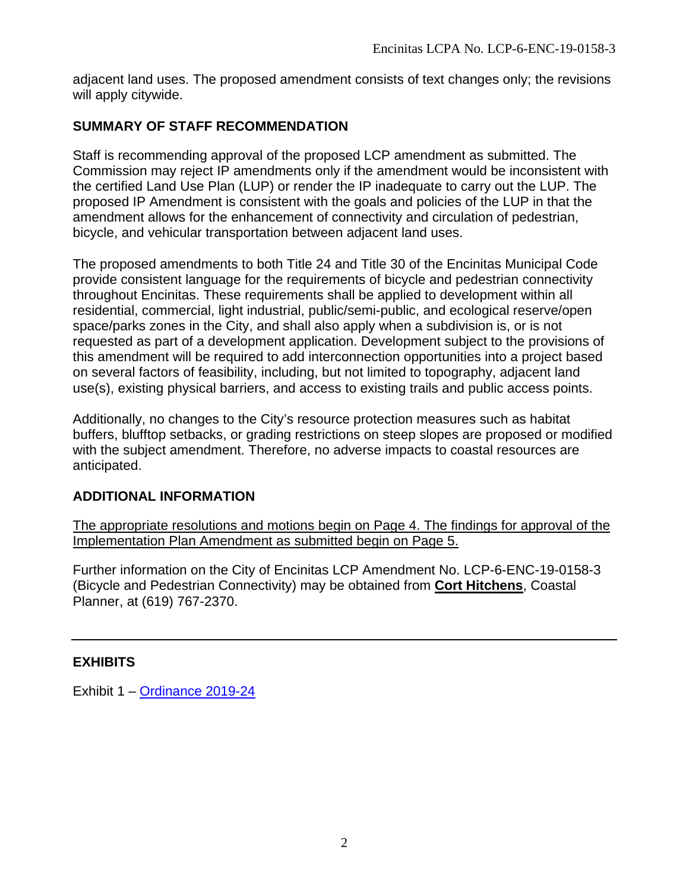adjacent land uses. The proposed amendment consists of text changes only; the revisions will apply citywide.

## SUMMARY OF STAFF RECOMMENDATION

Staff is recommending approval of the proposed LCP amendment as submitted. The Commission may reject IP amendments only if the amendment would be inconsistent with the certified Land Use Plan (LUP) or render the IP inadequate to carry out the LUP. The proposed IP Amendment is consistent with the goals and policies of the LUP in that the amendment allows for the enhancement of connectivity and circulation of pedestrian, bicycle, and vehicular transportation between adjacent land uses.

The proposed amendments to both Title 24 and Title 30 of the Encinitas Municipal Code provide consistent language for the requirements of bicycle and pedestrian connectivity throughout Encinitas. These requirements shall be applied to development within all residential, commercial, light industrial, public/semi-public, and ecological reserve/open space/parks zones in the City, and shall also apply when a subdivision is, or is not requested as part of a development application. Development subject to the provisions of this amendment will be required to add interconnection opportunities into a project based on several factors of feasibility, including, but not limited to topography, adjacent land use(s), existing physical barriers, and access to existing trails and public access points.

Additionally, no changes to the City's resource protection measures such as habitat buffers, blufftop setbacks, or grading restrictions on steep slopes are proposed or modified with the subject amendment. Therefore, no adverse impacts to coastal resources are anticipated.

## ADDITIONAL INFORMATION

The appropriate resolutions and motions begin on Page 4. The findings for approval of the Implementation Plan Amendment as submitted begin on Page 5.

Further information on the City of Encinitas LCP Amendment No. LCP-6-ENC-19-0158-3 (Bicycle and Pedestrian Connectivity) may be obtained from **Cort Hitchens**, Coastal Planner, at (619) 767-2370.

---

## EXHIBITS

Exhibit 1 – Ordinance 2019-24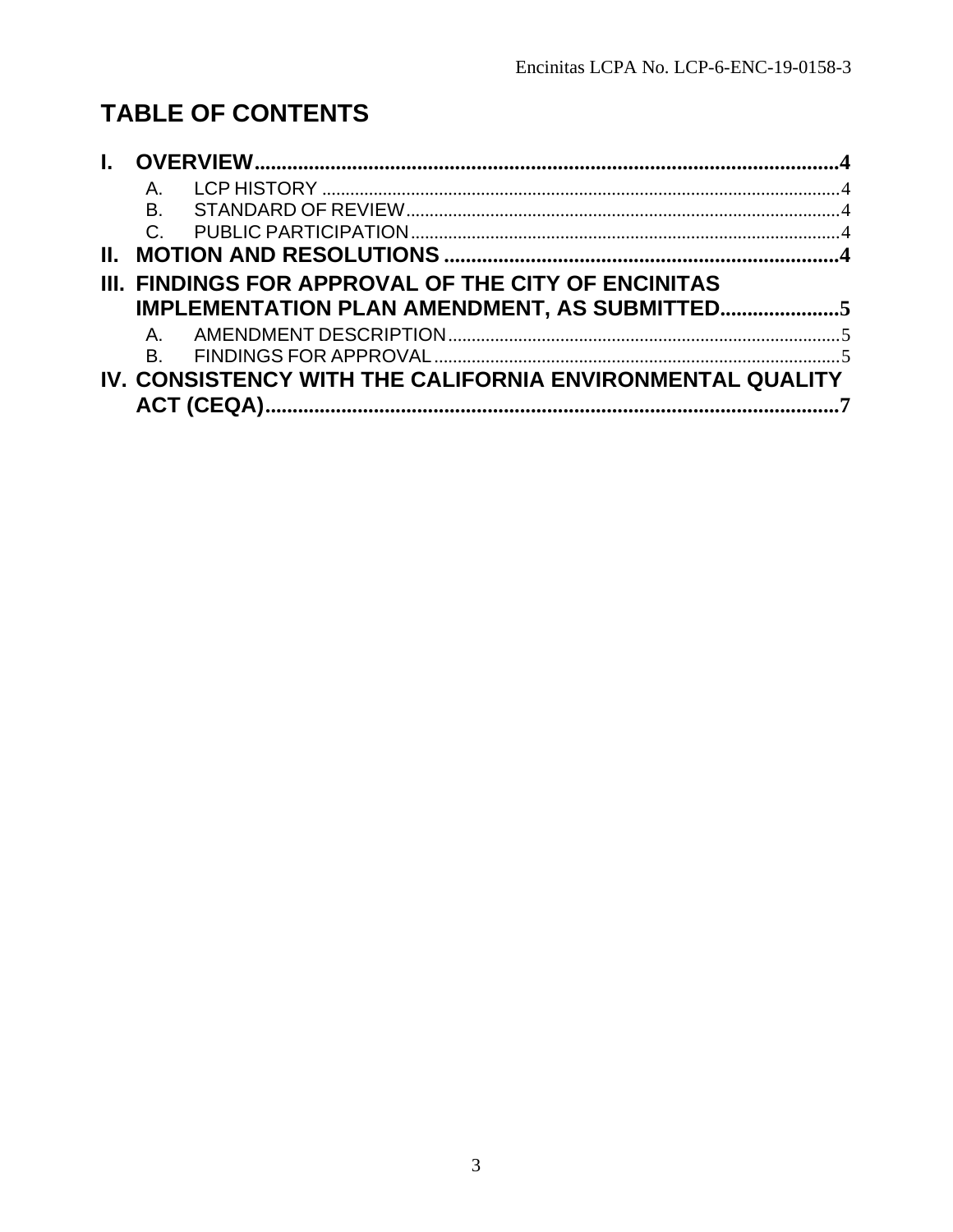# TABLE OF CONTENTS

- **I. OVERVIEW** ..... **4**
  - A. LCP HISTORY ..... 4
  - B. STANDARD OF REVIEW ..... 4
  - C. PUBLIC PARTICIPATION ..... 4
- **II. MOTION AND RESOLUTIONS** ..... **4**
- **III. FINDINGS FOR APPROVAL OF THE CITY OF ENCINITAS IMPLEMENTATION PLAN AMENDMENT, AS SUBMITTED** ..... **5**
  - A. AMENDMENT DESCRIPTION ..... 5
  - B. FINDINGS FOR APPROVAL ..... 5
- **IV. CONSISTENCY WITH THE CALIFORNIA ENVIRONMENTAL QUALITY ACT (CEQA)** ..... **7**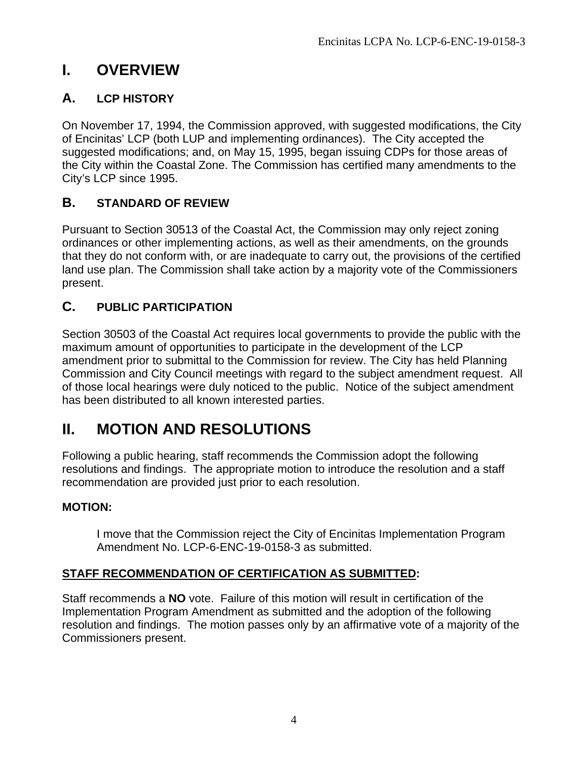# I. OVERVIEW

## A. LCP HISTORY

On November 17, 1994, the Commission approved, with suggested modifications, the City of Encinitas' LCP (both LUP and implementing ordinances). The City accepted the suggested modifications; and, on May 15, 1995, began issuing CDPs for those areas of the City within the Coastal Zone. The Commission has certified many amendments to the City's LCP since 1995.

## B. STANDARD OF REVIEW

Pursuant to Section 30513 of the Coastal Act, the Commission may only reject zoning ordinances or other implementing actions, as well as their amendments, on the grounds that they do not conform with, or are inadequate to carry out, the provisions of the certified land use plan. The Commission shall take action by a majority vote of the Commissioners present.

## C. PUBLIC PARTICIPATION

Section 30503 of the Coastal Act requires local governments to provide the public with the maximum amount of opportunities to participate in the development of the LCP amendment prior to submittal to the Commission for review. The City has held Planning Commission and City Council meetings with regard to the subject amendment request. All of those local hearings were duly noticed to the public. Notice of the subject amendment has been distributed to all known interested parties.

# II. MOTION AND RESOLUTIONS

Following a public hearing, staff recommends the Commission adopt the following resolutions and findings. The appropriate motion to introduce the resolution and a staff recommendation are provided just prior to each resolution.

**MOTION:**

> I move that the Commission reject the City of Encinitas Implementation Program Amendment No. LCP-6-ENC-19-0158-3 as submitted.

**STAFF RECOMMENDATION OF CERTIFICATION AS SUBMITTED:**

Staff recommends a **NO** vote. Failure of this motion will result in certification of the Implementation Program Amendment as submitted and the adoption of the following resolution and findings. The motion passes only by an affirmative vote of a majority of the Commissioners present.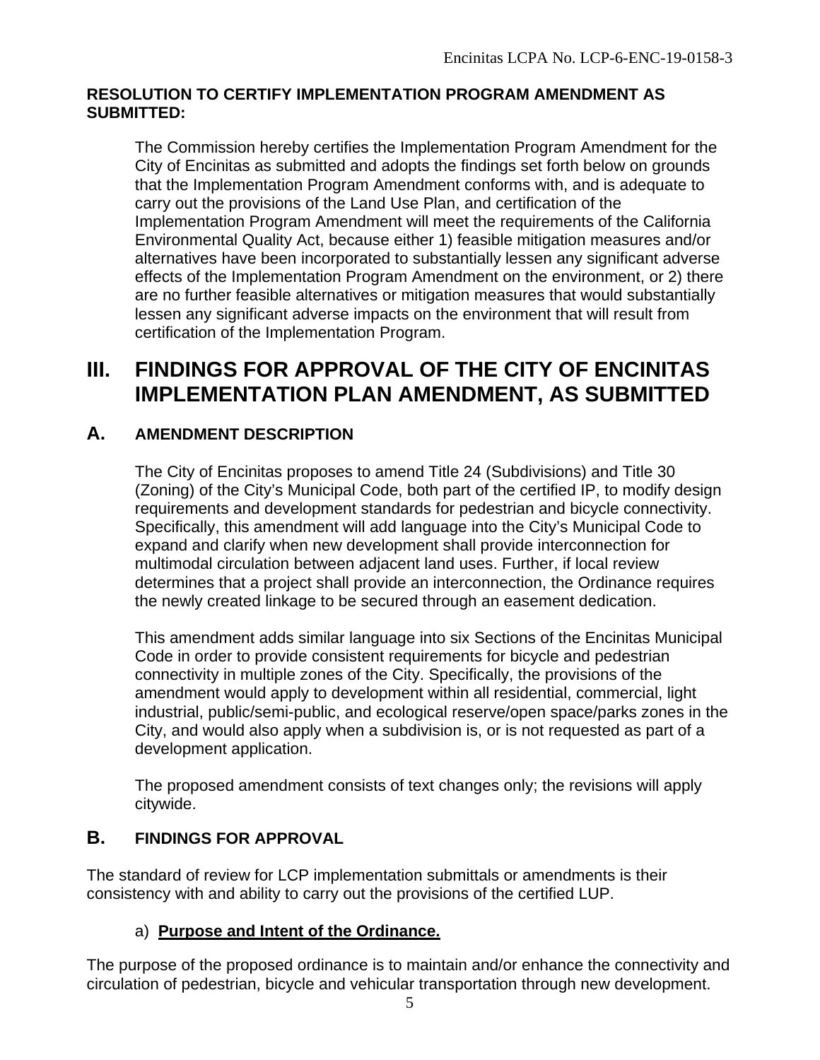**RESOLUTION TO CERTIFY IMPLEMENTATION PROGRAM AMENDMENT AS SUBMITTED:**

The Commission hereby certifies the Implementation Program Amendment for the City of Encinitas as submitted and adopts the findings set forth below on grounds that the Implementation Program Amendment conforms with, and is adequate to carry out the provisions of the Land Use Plan, and certification of the Implementation Program Amendment will meet the requirements of the California Environmental Quality Act, because either 1) feasible mitigation measures and/or alternatives have been incorporated to substantially lessen any significant adverse effects of the Implementation Program Amendment on the environment, or 2) there are no further feasible alternatives or mitigation measures that would substantially lessen any significant adverse impacts on the environment that will result from certification of the Implementation Program.

# III. FINDINGS FOR APPROVAL OF THE CITY OF ENCINITAS IMPLEMENTATION PLAN AMENDMENT, AS SUBMITTED

## A. AMENDMENT DESCRIPTION

The City of Encinitas proposes to amend Title 24 (Subdivisions) and Title 30 (Zoning) of the City's Municipal Code, both part of the certified IP, to modify design requirements and development standards for pedestrian and bicycle connectivity. Specifically, this amendment will add language into the City's Municipal Code to expand and clarify when new development shall provide interconnection for multimodal circulation between adjacent land uses. Further, if local review determines that a project shall provide an interconnection, the Ordinance requires the newly created linkage to be secured through an easement dedication.

This amendment adds similar language into six Sections of the Encinitas Municipal Code in order to provide consistent requirements for bicycle and pedestrian connectivity in multiple zones of the City. Specifically, the provisions of the amendment would apply to development within all residential, commercial, light industrial, public/semi-public, and ecological reserve/open space/parks zones in the City, and would also apply when a subdivision is, or is not requested as part of a development application.

The proposed amendment consists of text changes only; the revisions will apply citywide.

## B. FINDINGS FOR APPROVAL

The standard of review for LCP implementation submittals or amendments is their consistency with and ability to carry out the provisions of the certified LUP.

a) **Purpose and Intent of the Ordinance.**

The purpose of the proposed ordinance is to maintain and/or enhance the connectivity and circulation of pedestrian, bicycle and vehicular transportation through new development.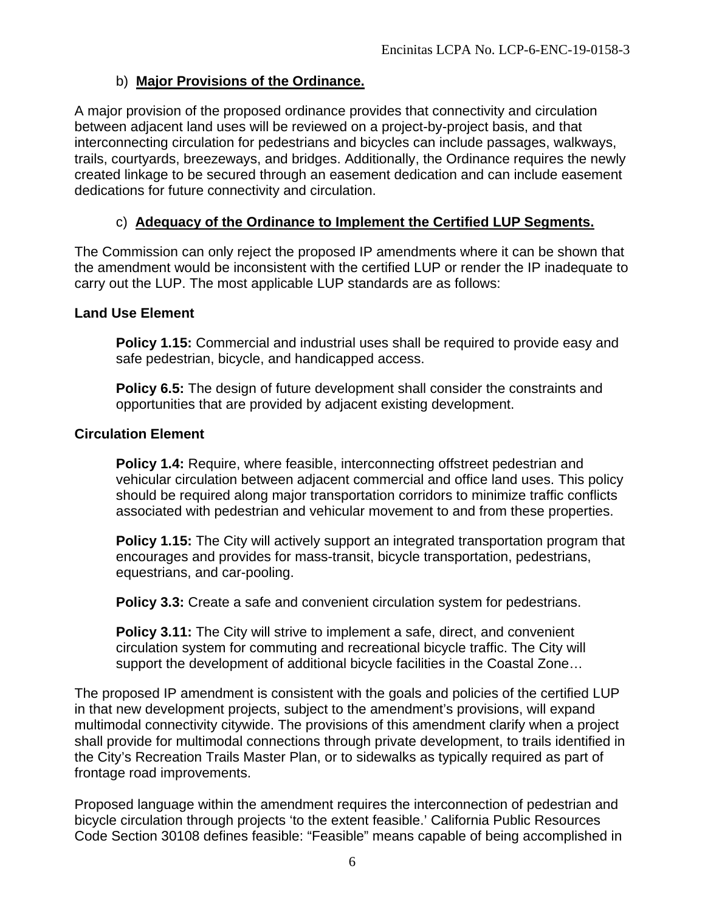b) **Major Provisions of the Ordinance.**

A major provision of the proposed ordinance provides that connectivity and circulation between adjacent land uses will be reviewed on a project-by-project basis, and that interconnecting circulation for pedestrians and bicycles can include passages, walkways, trails, courtyards, breezeways, and bridges. Additionally, the Ordinance requires the newly created linkage to be secured through an easement dedication and can include easement dedications for future connectivity and circulation.

c) **Adequacy of the Ordinance to Implement the Certified LUP Segments.**

The Commission can only reject the proposed IP amendments where it can be shown that the amendment would be inconsistent with the certified LUP or render the IP inadequate to carry out the LUP. The most applicable LUP standards are as follows:

**Land Use Element**

> **Policy 1.15:** Commercial and industrial uses shall be required to provide easy and safe pedestrian, bicycle, and handicapped access.
>
> **Policy 6.5:** The design of future development shall consider the constraints and opportunities that are provided by adjacent existing development.

**Circulation Element**

> **Policy 1.4:** Require, where feasible, interconnecting offstreet pedestrian and vehicular circulation between adjacent commercial and office land uses. This policy should be required along major transportation corridors to minimize traffic conflicts associated with pedestrian and vehicular movement to and from these properties.
>
> **Policy 1.15:** The City will actively support an integrated transportation program that encourages and provides for mass-transit, bicycle transportation, pedestrians, equestrians, and car-pooling.
>
> **Policy 3.3:** Create a safe and convenient circulation system for pedestrians.
>
> **Policy 3.11:** The City will strive to implement a safe, direct, and convenient circulation system for commuting and recreational bicycle traffic. The City will support the development of additional bicycle facilities in the Coastal Zone…

The proposed IP amendment is consistent with the goals and policies of the certified LUP in that new development projects, subject to the amendment's provisions, will expand multimodal connectivity citywide. The provisions of this amendment clarify when a project shall provide for multimodal connections through private development, to trails identified in the City's Recreation Trails Master Plan, or to sidewalks as typically required as part of frontage road improvements.

Proposed language within the amendment requires the interconnection of pedestrian and bicycle circulation through projects 'to the extent feasible.' California Public Resources Code Section 30108 defines feasible: "Feasible" means capable of being accomplished in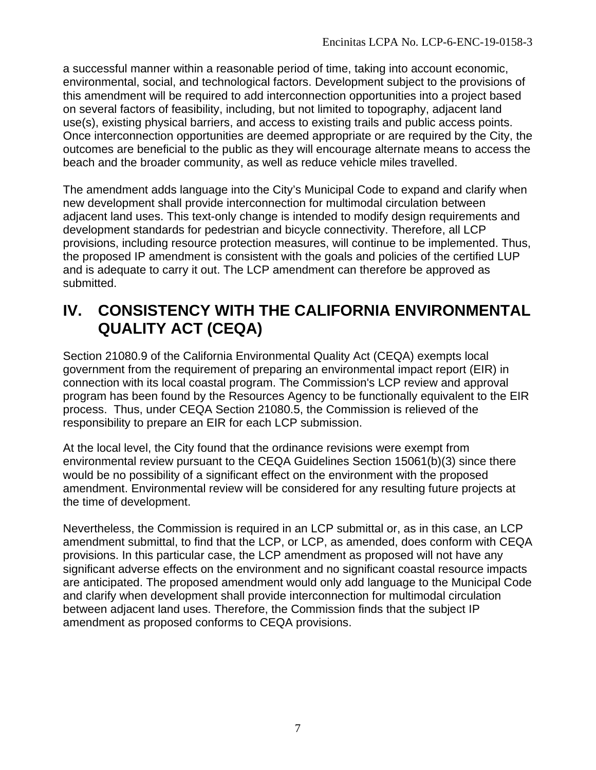a successful manner within a reasonable period of time, taking into account economic, environmental, social, and technological factors. Development subject to the provisions of this amendment will be required to add interconnection opportunities into a project based on several factors of feasibility, including, but not limited to topography, adjacent land use(s), existing physical barriers, and access to existing trails and public access points. Once interconnection opportunities are deemed appropriate or are required by the City, the outcomes are beneficial to the public as they will encourage alternate means to access the beach and the broader community, as well as reduce vehicle miles travelled.

The amendment adds language into the City's Municipal Code to expand and clarify when new development shall provide interconnection for multimodal circulation between adjacent land uses. This text-only change is intended to modify design requirements and development standards for pedestrian and bicycle connectivity. Therefore, all LCP provisions, including resource protection measures, will continue to be implemented. Thus, the proposed IP amendment is consistent with the goals and policies of the certified LUP and is adequate to carry it out. The LCP amendment can therefore be approved as submitted.

# IV. CONSISTENCY WITH THE CALIFORNIA ENVIRONMENTAL QUALITY ACT (CEQA)

Section 21080.9 of the California Environmental Quality Act (CEQA) exempts local government from the requirement of preparing an environmental impact report (EIR) in connection with its local coastal program. The Commission's LCP review and approval program has been found by the Resources Agency to be functionally equivalent to the EIR process. Thus, under CEQA Section 21080.5, the Commission is relieved of the responsibility to prepare an EIR for each LCP submission.

At the local level, the City found that the ordinance revisions were exempt from environmental review pursuant to the CEQA Guidelines Section 15061(b)(3) since there would be no possibility of a significant effect on the environment with the proposed amendment. Environmental review will be considered for any resulting future projects at the time of development.

Nevertheless, the Commission is required in an LCP submittal or, as in this case, an LCP amendment submittal, to find that the LCP, or LCP, as amended, does conform with CEQA provisions. In this particular case, the LCP amendment as proposed will not have any significant adverse effects on the environment and no significant coastal resource impacts are anticipated. The proposed amendment would only add language to the Municipal Code and clarify when development shall provide interconnection for multimodal circulation between adjacent land uses. Therefore, the Commission finds that the subject IP amendment as proposed conforms to CEQA provisions.